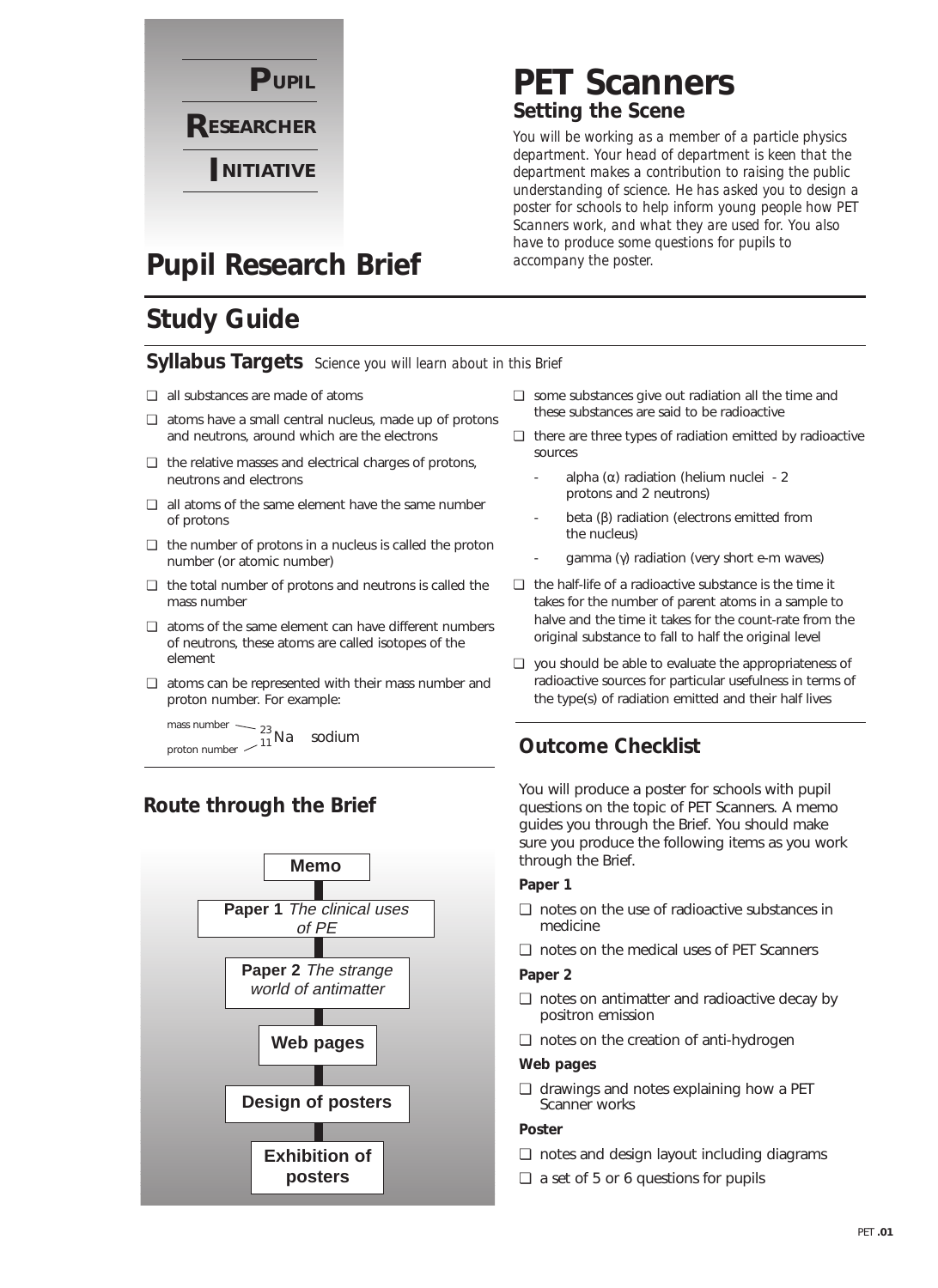**P**UPIL

**R**ESEARCHER

**I**NITIATIVE

# Pupil Research Brief

# PET Scanners

## Setting the Scene

*You will be working as a member of a particle physics department. Your head of department is keen that the department makes a contribution to raising the public understanding of science. He has asked you to design a poster for schools to help inform young people how PET Scanners work, and what they are used for. You also have to produce some questions for pupils to accompany the poster.*

# Study Guide

## Syllabus Targets *Science you will learn about in this Brief*

- ❑ all substances are made of atoms
- ❑ atoms have a small central nucleus, made up of protons and neutrons, around which are the electrons
- ❑ the relative masses and electrical charges of protons, neutrons and electrons
- ❑ all atoms of the same element have the same number of protons
- ❑ the number of protons in a nucleus is called the proton number (or atomic number)
- ❑ the total number of protons and neutrons is called the mass number
- ❑ atoms of the same element can have different numbers of neutrons, these atoms are called isotopes of the element
- ❑ atoms can be represented with their mass number and proton number. For example:

  mass number, proton number: $^{23}_{11}Na$ sodium

- ❑ some substances give out radiation all the time and these substances are said to be radioactive
- ❑ there are three types of radiation emitted by radioactive sources
  - alpha (α) radiation (helium nuclei - 2 protons and 2 neutrons)
  - beta (β) radiation (electrons emitted from the nucleus)
  - gamma (γ) radiation (very short e-m waves)
- ❑ the half-life of a radioactive substance is the time it takes for the number of parent atoms in a sample to halve and the time it takes for the count-rate from the original substance to fall to half the original level
- ❑ you should be able to evaluate the appropriateness of radioactive sources for particular usefulness in terms of the type(s) of radiation emitted and their half lives

## Route through the Brief

- **Memo**
- **Paper 1** *The clinical uses of PE*
- **Paper 2** *The strange world of antimatter*
- **Web pages**
- **Design of posters**
- **Exhibition of posters**

## Outcome Checklist

You will produce a poster for schools with pupil questions on the topic of PET Scanners. A memo guides you through the Brief. You should make sure you produce the following items as you work through the Brief.

**Paper 1**

- ❑ notes on the use of radioactive substances in medicine
- ❑ notes on the medical uses of PET Scanners

**Paper 2**

- ❑ notes on antimatter and radioactive decay by positron emission
- ❑ notes on the creation of anti-hydrogen

**Web pages**

- ❑ drawings and notes explaining how a PET Scanner works

**Poster**

- ❑ notes and design layout including diagrams
- ❑ a set of 5 or 6 questions for pupils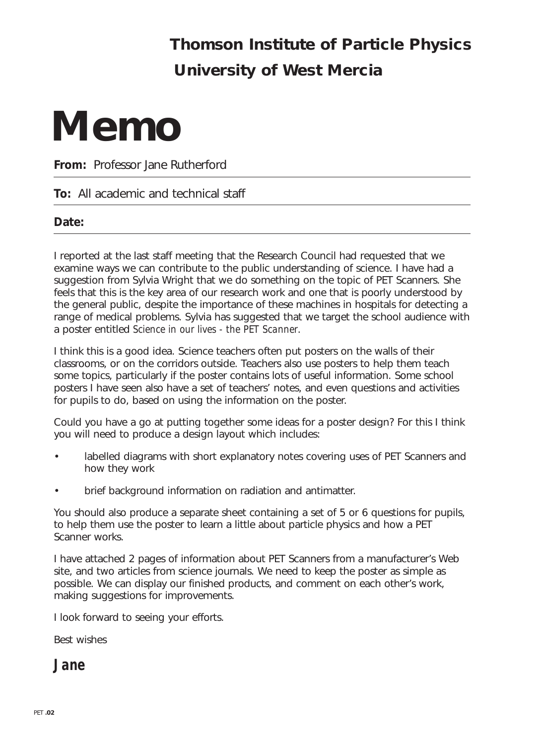**Thomson Institute of Particle Physics**
**University of West Mercia**

# Memo

**From:** Professor Jane Rutherford

**To:** All academic and technical staff

**Date:**

---

I reported at the last staff meeting that the Research Council had requested that we examine ways we can contribute to the public understanding of science. I have had a suggestion from Sylvia Wright that we do something on the topic of PET Scanners. She feels that this is the key area of our research work and one that is poorly understood by the general public, despite the importance of these machines in hospitals for detecting a range of medical problems. Sylvia has suggested that we target the school audience with a poster entitled *Science in our lives - the PET Scanner*.

I think this is a good idea. Science teachers often put posters on the walls of their classrooms, or on the corridors outside. Teachers also use posters to help them teach some topics, particularly if the poster contains lots of useful information. Some school posters I have seen also have a set of teachers' notes, and even questions and activities for pupils to do, based on using the information on the poster.

Could you have a go at putting together some ideas for a poster design? For this I think you will need to produce a design layout which includes:

- labelled diagrams with short explanatory notes covering uses of PET Scanners and how they work
- brief background information on radiation and antimatter.

You should also produce a separate sheet containing a set of 5 or 6 questions for pupils, to help them use the poster to learn a little about particle physics and how a PET Scanner works.

I have attached 2 pages of information about PET Scanners from a manufacturer's Web site, and two articles from science journals. We need to keep the poster as simple as possible. We can display our finished products, and comment on each other's work, making suggestions for improvements.

I look forward to seeing your efforts.

Best wishes

***Jane***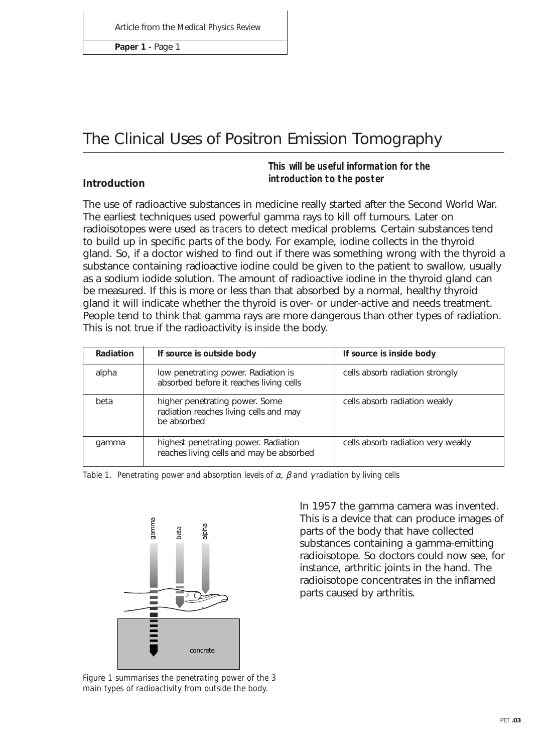# The Clinical Uses of Positron Emission Tomography

***This will be useful information for the introduction to the poster***

## Introduction

The use of radioactive substances in medicine really started after the Second World War. The earliest techniques used powerful gamma rays to kill off tumours. Later on radioisotopes were used as *tracers* to detect medical problems. Certain substances tend to build up in specific parts of the body. For example, iodine collects in the thyroid gland. So, if a doctor wished to find out if there was something wrong with the thyroid a substance containing radioactive iodine could be given to the patient to swallow, usually as a sodium iodide solution. The amount of radioactive iodine in the thyroid gland can be measured. If this is more or less than that absorbed by a normal, healthy thyroid gland it will indicate whether the thyroid is over- or under-active and needs treatment. People tend to think that gamma rays are more dangerous than other types of radiation. This is not true if the radioactivity is *inside* the body.

| Radiation | If source is outside body | If source is inside body |
| --- | --- | --- |
| alpha | low penetrating power. Radiation is absorbed before it reaches living cells | cells absorb radiation strongly |
| beta | higher penetrating power. Some radiation reaches living cells and may be absorbed | cells absorb radiation weakly |
| gamma | highest penetrating power. Radiation reaches living cells and may be absorbed | cells absorb radiation very weakly |

*Table 1. Penetrating power and absorption levels of $\alpha$, $\beta$ and $\gamma$ radiation by living cells*

gamma beta alpha

concrete

*Figure 1 summarises the penetrating power of the 3 main types of radioactivity from outside the body.*

In 1957 the gamma camera was invented. This is a device that can produce images of parts of the body that have collected substances containing a gamma-emitting radioisotope. So doctors could now see, for instance, arthritic joints in the hand. The radioisotope concentrates in the inflamed parts caused by arthritis.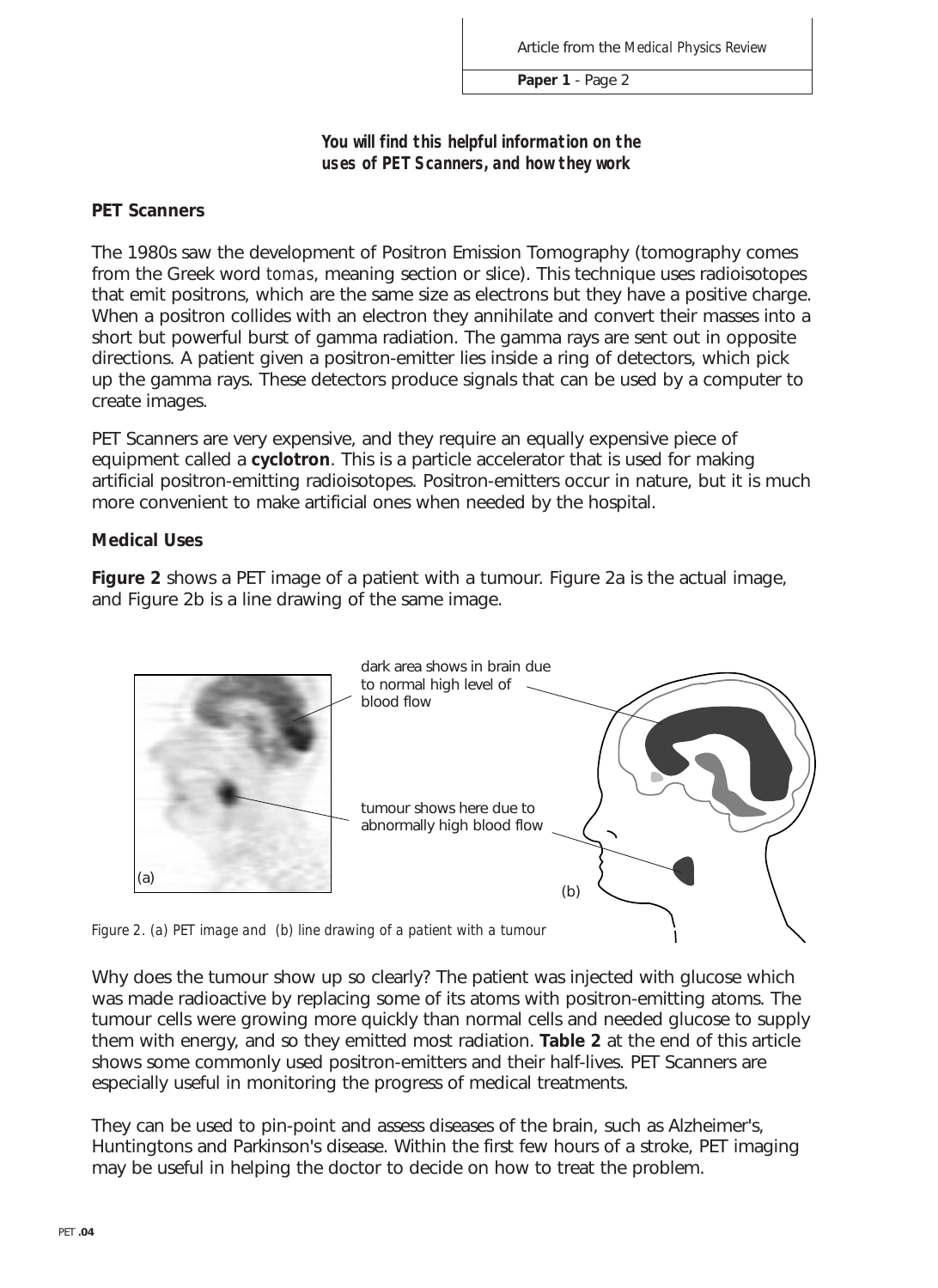***You will find this helpful information on the uses of PET Scanners, and how they work***

**PET Scanners**

The 1980s saw the development of Positron Emission Tomography (tomography comes from the Greek word *tomas*, meaning section or slice). This technique uses radioisotopes that emit positrons, which are the same size as electrons but they have a positive charge. When a positron collides with an electron they annihilate and convert their masses into a short but powerful burst of gamma radiation. The gamma rays are sent out in opposite directions. A patient given a positron-emitter lies inside a ring of detectors, which pick up the gamma rays. These detectors produce signals that can be used by a computer to create images.

PET Scanners are very expensive, and they require an equally expensive piece of equipment called a **cyclotron**. This is a particle accelerator that is used for making artificial positron-emitting radioisotopes. Positron-emitters occur in nature, but it is much more convenient to make artificial ones when needed by the hospital.

**Medical Uses**

**Figure 2** shows a PET image of a patient with a tumour. Figure 2a is the actual image, and Figure 2b is a line drawing of the same image.

dark area shows in brain due to normal high level of blood flow

tumour shows here due to abnormally high blood flow

(a) (b)

*Figure 2. (a) PET image and (b) line drawing of a patient with a tumour*

Why does the tumour show up so clearly? The patient was injected with glucose which was made radioactive by replacing some of its atoms with positron-emitting atoms. The tumour cells were growing more quickly than normal cells and needed glucose to supply them with energy, and so they emitted most radiation. **Table 2** at the end of this article shows some commonly used positron-emitters and their half-lives. PET Scanners are especially useful in monitoring the progress of medical treatments.

They can be used to pin-point and assess diseases of the brain, such as Alzheimer's, Huntingtons and Parkinson's disease. Within the first few hours of a stroke, PET imaging may be useful in helping the doctor to decide on how to treat the problem.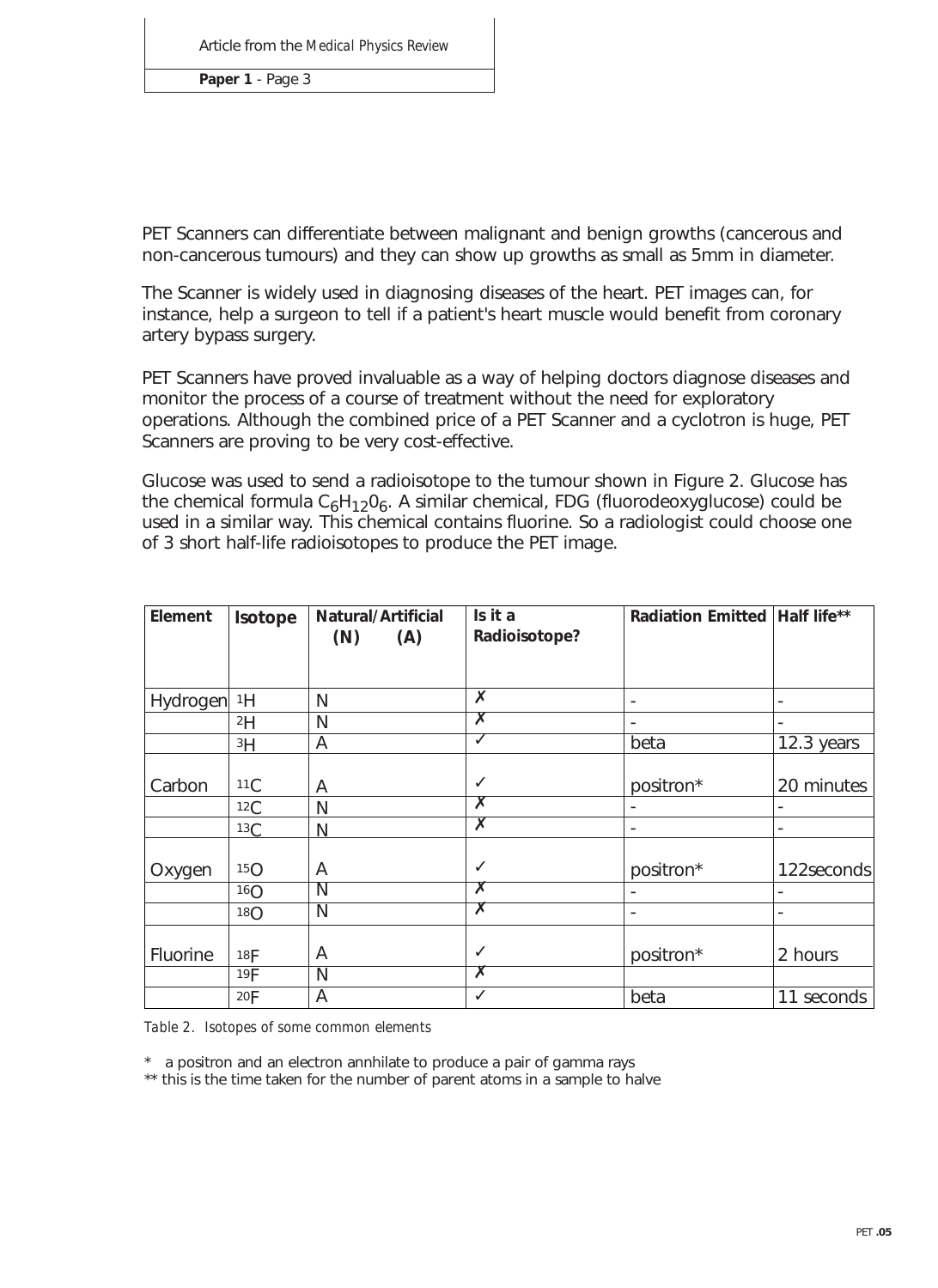PET Scanners can differentiate between malignant and benign growths (cancerous and non-cancerous tumours) and they can show up growths as small as 5mm in diameter.

The Scanner is widely used in diagnosing diseases of the heart. PET images can, for instance, help a surgeon to tell if a patient's heart muscle would benefit from coronary artery bypass surgery.

PET Scanners have proved invaluable as a way of helping doctors diagnose diseases and monitor the process of a course of treatment without the need for exploratory operations. Although the combined price of a PET Scanner and a cyclotron is huge, PET Scanners are proving to be very cost-effective.

Glucose was used to send a radioisotope to the tumour shown in Figure 2. Glucose has the chemical formula $C_6H_{12}0_6$. A similar chemical, FDG (fluorodeoxyglucose) could be used in a similar way. This chemical contains fluorine. So a radiologist could choose one of 3 short half-life radioisotopes to produce the PET image.

| Element | Isotope | Natural/Artificial (N) (A) | Is it a Radioisotope? | Radiation Emitted | Half life** |
|---|---|---|---|---|---|
| Hydrogen | $^{1}H$ | N | ✗ | - | - |
| | $^{2}H$ | N | ✗ | - | - |
| | $^{3}H$ | A | ✓ | beta | 12.3 years |
| Carbon | $^{11}C$ | A | ✓ | positron* | 20 minutes |
| | $^{12}C$ | N | ✗ | - | - |
| | $^{13}C$ | N | ✗ | - | - |
| Oxygen | $^{15}O$ | A | ✓ | positron* | 122seconds |
| | $^{16}O$ | N | ✗ | - | - |
| | $^{18}O$ | N | ✗ | - | - |
| Fluorine | $^{18}F$ | A | ✓ | positron* | 2 hours |
| | $^{19}F$ | N | ✗ | | |
| | $^{20}F$ | A | ✓ | beta | 11 seconds |

*Table 2. Isotopes of some common elements*

\* a positron and an electron annhilate to produce a pair of gamma rays

** this is the time taken for the number of parent atoms in a sample to halve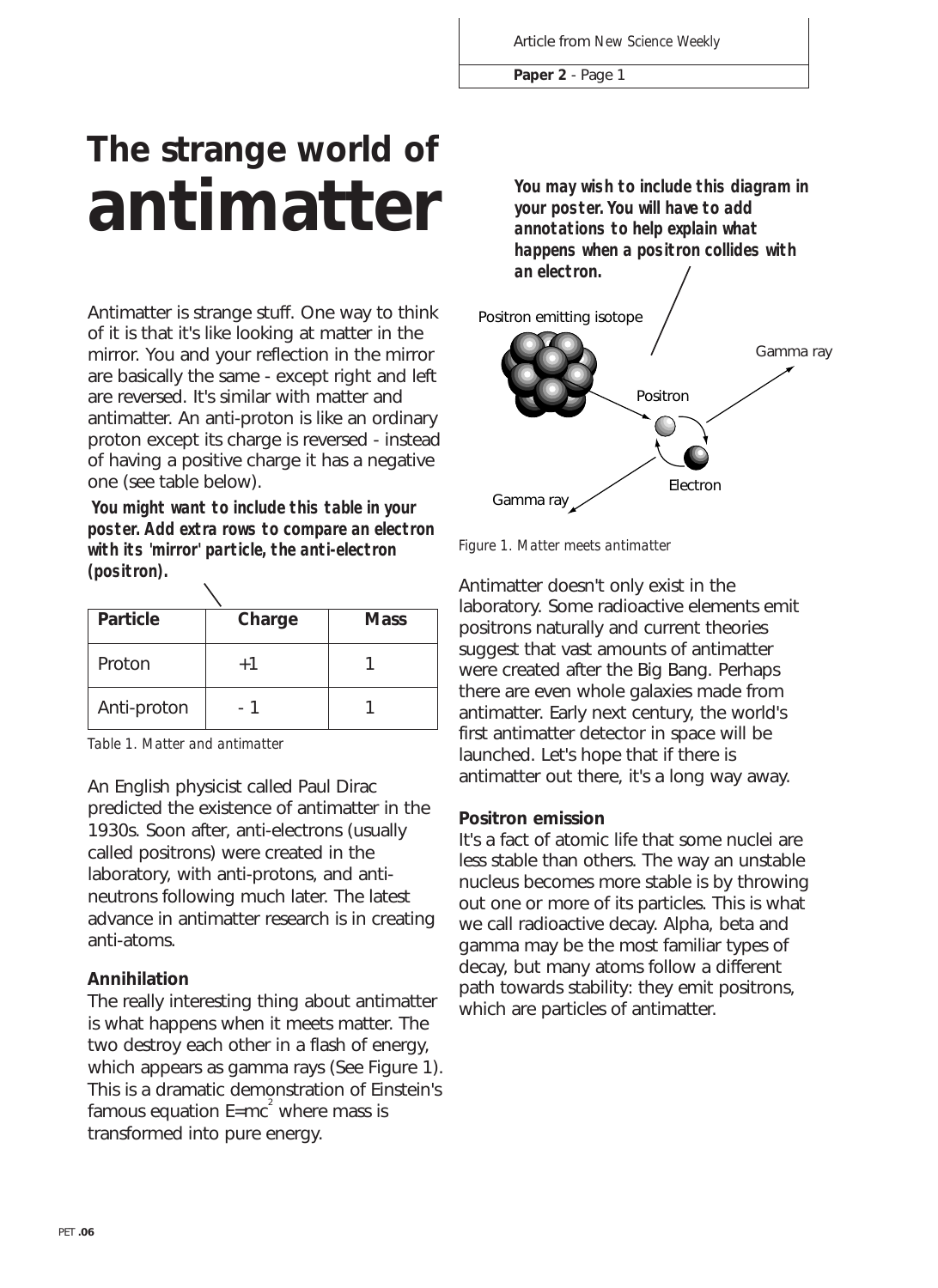# The strange world of antimatter

Antimatter is strange stuff. One way to think of it is that it's like looking at matter in the mirror. You and your reflection in the mirror are basically the same - except right and left are reversed. It's similar with matter and antimatter. An anti-proton is like an ordinary proton except its charge is reversed - instead of having a positive charge it has a negative one (see table below).

***You might want to include this table in your poster. Add extra rows to compare an electron with its 'mirror' particle, the anti-electron (positron).***

| Particle | Charge | Mass |
|---|---|---|
| Proton | +1 | 1 |
| Anti-proton | - 1 | 1 |

*Table 1. Matter and antimatter*

An English physicist called Paul Dirac predicted the existence of antimatter in the 1930s. Soon after, anti-electrons (usually called positrons) were created in the laboratory, with anti-protons, and anti-neutrons following much later. The latest advance in antimatter research is in creating anti-atoms.

**Annihilation**

The really interesting thing about antimatter is what happens when it meets matter. The two destroy each other in a flash of energy, which appears as gamma rays (See Figure 1). This is a dramatic demonstration of Einstein's famous equation $E=mc^2$ where mass is transformed into pure energy.

***You may wish to include this diagram in your poster. You will have to add annotations to help explain what happens when a positron collides with an electron.***

Positron emitting isotope

Gamma ray

Positron

Electron

Gamma ray

*Figure 1. Matter meets antimatter*

Antimatter doesn't only exist in the laboratory. Some radioactive elements emit positrons naturally and current theories suggest that vast amounts of antimatter were created after the Big Bang. Perhaps there are even whole galaxies made from antimatter. Early next century, the world's first antimatter detector in space will be launched. Let's hope that if there is antimatter out there, it's a long way away.

**Positron emission**

It's a fact of atomic life that some nuclei are less stable than others. The way an unstable nucleus becomes more stable is by throwing out one or more of its particles. This is what we call radioactive decay. Alpha, beta and gamma may be the most familiar types of decay, but many atoms follow a different path towards stability: they emit positrons, which are particles of antimatter.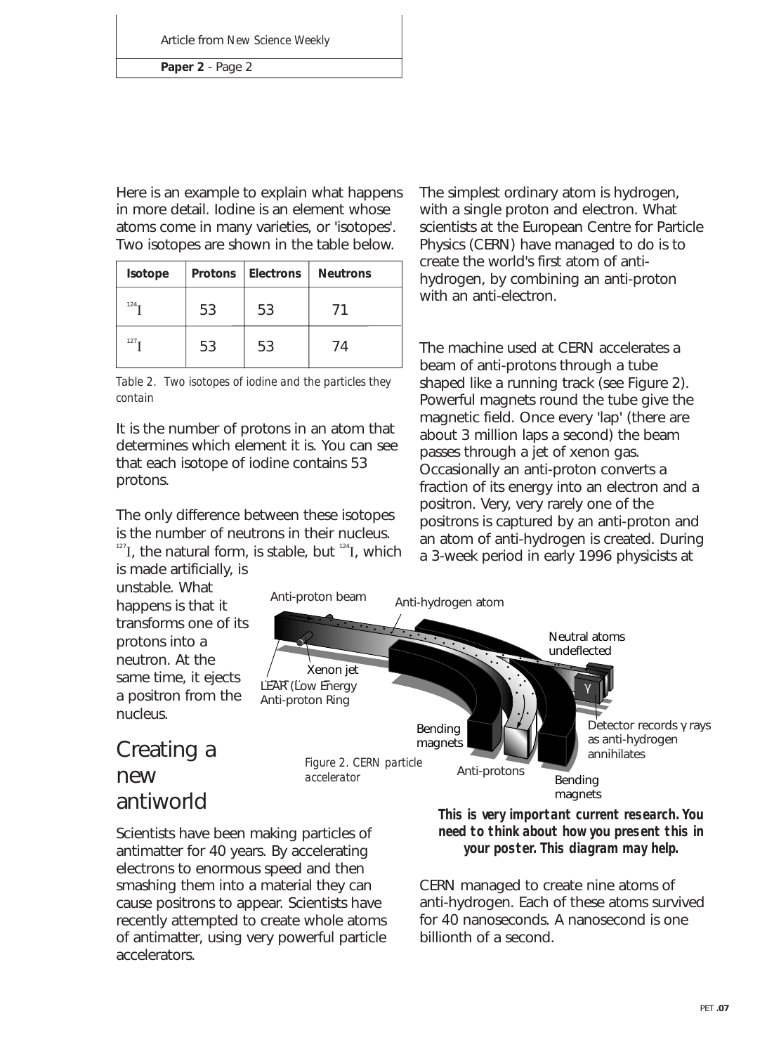Here is an example to explain what happens in more detail. Iodine is an element whose atoms come in many varieties, or 'isotopes'. Two isotopes are shown in the table below.

| Isotope | Protons | Electrons | Neutrons |
|---|---|---|---|
| $^{124}I$ | 53 | 53 | 71 |
| $^{127}I$ | 53 | 53 | 74 |

*Table 2. Two isotopes of iodine and the particles they contain*

It is the number of protons in an atom that determines which element it is. You can see that each isotope of iodine contains 53 protons.

The only difference between these isotopes is the number of neutrons in their nucleus. $^{127}I$, the natural form, is stable, but $^{124}I$, which is made artificially, is unstable. What happens is that it transforms one of its protons into a neutron. At the same time, it ejects a positron from the nucleus.

## Creating a new antiworld

Scientists have been making particles of antimatter for 40 years. By accelerating electrons to enormous speed and then smashing them into a material they can cause positrons to appear. Scientists have recently attempted to create whole atoms of antimatter, using very powerful particle accelerators.

The simplest ordinary atom is hydrogen, with a single proton and electron. What scientists at the European Centre for Particle Physics (CERN) have managed to do is to create the world's first atom of anti-hydrogen, by combining an anti-proton with an anti-electron.

The machine used at CERN accelerates a beam of anti-protons through a tube shaped like a running track (see Figure 2). Powerful magnets round the tube give the magnetic field. Once every 'lap' (there are about 3 million laps a second) the beam passes through a jet of xenon gas. Occasionally an anti-proton converts a fraction of its energy into an electron and a positron. Very, very rarely one of the positrons is captured by an anti-proton and an atom of anti-hydrogen is created. During a 3-week period in early 1996 physicists at CERN managed to create nine atoms of anti-hydrogen. Each of these atoms survived for 40 nanoseconds. A nanosecond is one billionth of a second.

Anti-proton beam | Anti-hydrogen atom | Neutral atoms undeflected | Xenon jet | LEAR (Low Energy Anti-proton Ring | γ | Bending magnets | Detector records γ rays as anti-hydrogen annihilates | Anti-protons | Bending magnets

*Figure 2. CERN particle accelerator*

***This is very important current research. You need to think about how you present this in your poster. This diagram may help.***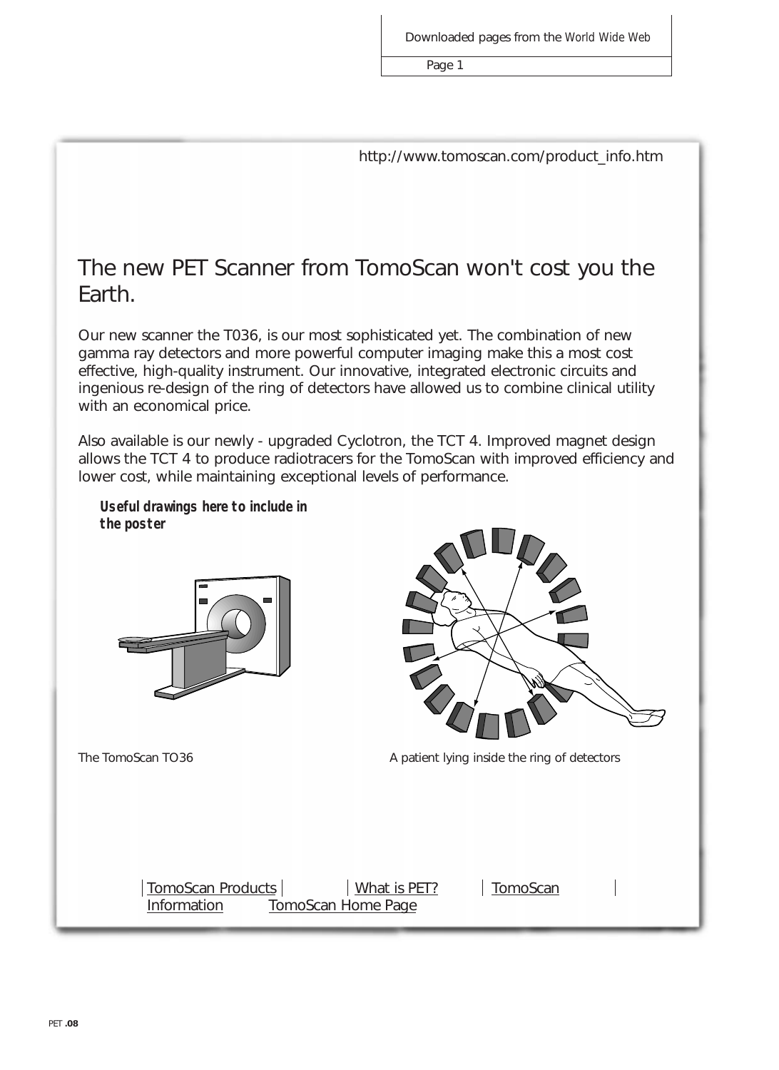Downloaded pages from the World Wide Web

http://www.tomoscan.com/product_info.htm

# The new PET Scanner from TomoScan won't cost you the Earth.

Our new scanner the T036, is our most sophisticated yet. The combination of new gamma ray detectors and more powerful computer imaging make this a most cost effective, high-quality instrument. Our innovative, integrated electronic circuits and ingenious re-design of the ring of detectors have allowed us to combine clinical utility with an economical price.

Also available is our newly - upgraded Cyclotron, the TCT 4. Improved magnet design allows the TCT 4 to produce radiotracers for the TomoScan with improved efficiency and lower cost, while maintaining exceptional levels of performance.

***Useful drawings here to include in the poster***

The TomoScan TO36

A patient lying inside the ring of detectors

| TomoScan Products | What is PET? | TomoScan Information | TomoScan Home Page |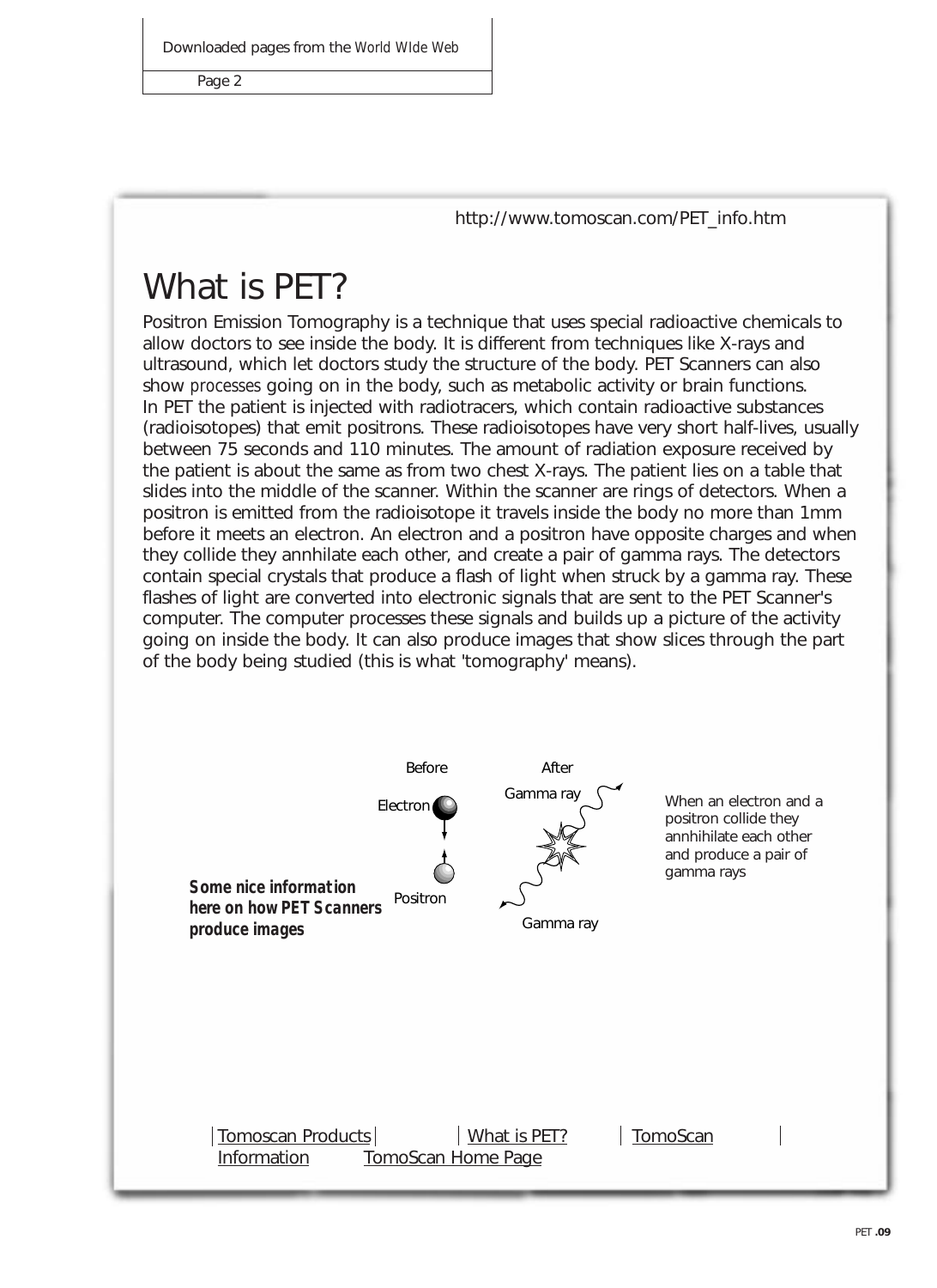Downloaded pages from the World WIde Web

Page 2

http://www.tomoscan.com/PET_info.htm

# What is PET?

Positron Emission Tomography is a technique that uses special radioactive chemicals to allow doctors to see inside the body. It is different from techniques like X-rays and ultrasound, which let doctors study the structure of the body. PET Scanners can also show *processes* going on in the body, such as metabolic activity or brain functions.
In PET the patient is injected with radiotracers, which contain radioactive substances (radioisotopes) that emit positrons. These radioisotopes have very short half-lives, usually between 75 seconds and 110 minutes. The amount of radiation exposure received by the patient is about the same as from two chest X-rays. The patient lies on a table that slides into the middle of the scanner. Within the scanner are rings of detectors. When a positron is emitted from the radioisotope it travels inside the body no more than 1mm before it meets an electron. An electron and a positron have opposite charges and when they collide they annhilate each other, and create a pair of gamma rays. The detectors contain special crystals that produce a flash of light when struck by a gamma ray. These flashes of light are converted into electronic signals that are sent to the PET Scanner's computer. The computer processes these signals and builds up a picture of the activity going on inside the body. It can also produce images that show slices through the part of the body being studied (this is what 'tomography' means).

Before

After

Electron

Gamma ray

Positron

Gamma ray

When an electron and a positron collide they annhihilate each other and produce a pair of gamma rays

***Some nice information here on how PET Scanners produce images***

| Tomoscan Products | What is PET? | TomoScan Information | TomoScan Home Page